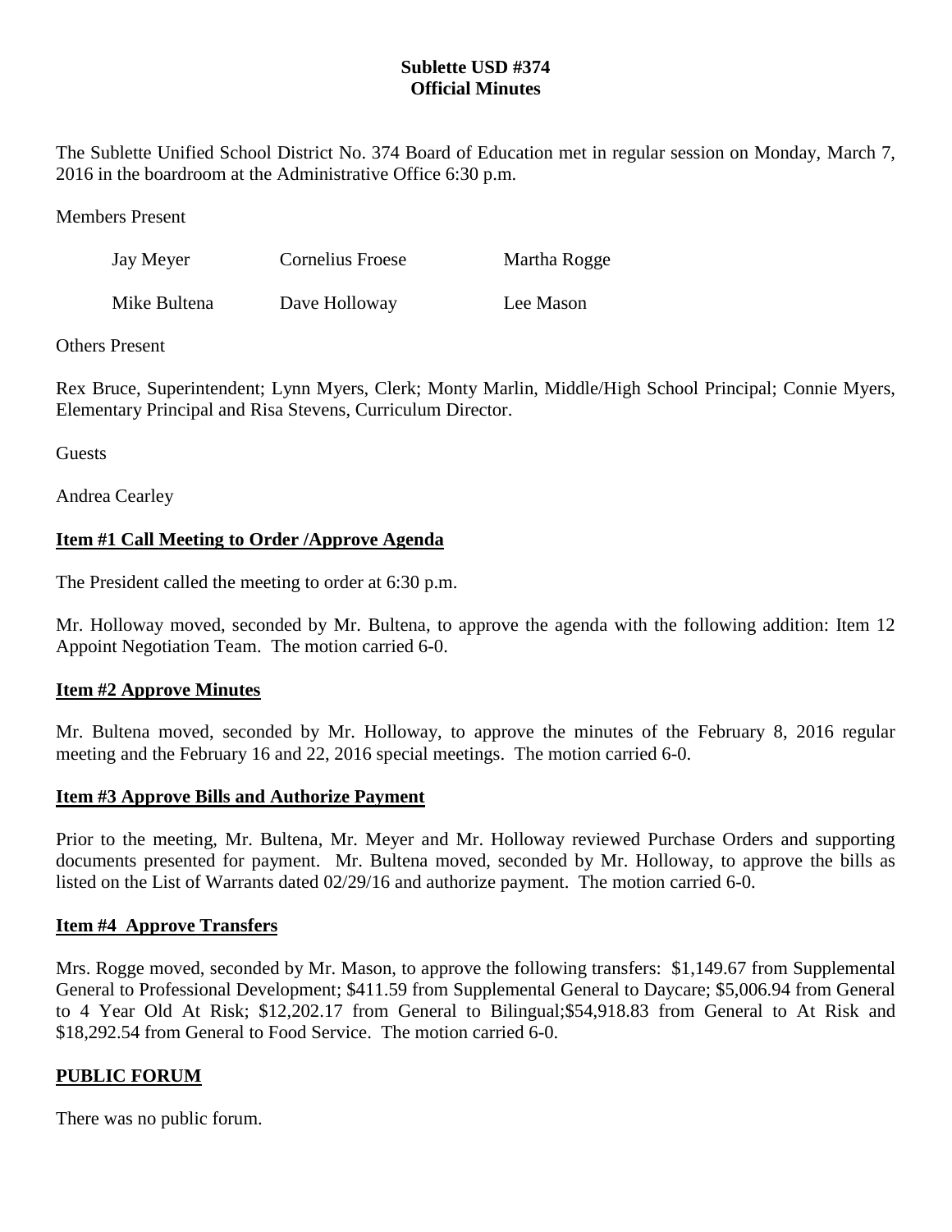# Sublette USD #374
## Official Minutes

The Sublette Unified School District No. 374 Board of Education met in regular session on Monday, March 7, 2016 in the boardroom at the Administrative Office 6:30 p.m.

Members Present

| | | |
|---|---|---|
| Jay Meyer | Cornelius Froese | Martha Rogge |
| Mike Bultena | Dave Holloway | Lee Mason |

Others Present

Rex Bruce, Superintendent; Lynn Myers, Clerk; Monty Marlin, Middle/High School Principal; Connie Myers, Elementary Principal and Risa Stevens, Curriculum Director.

Guests

Andrea Cearley

### **Item #1 Call Meeting to Order /Approve Agenda**

The President called the meeting to order at 6:30 p.m.

Mr. Holloway moved, seconded by Mr. Bultena, to approve the agenda with the following addition: Item 12 Appoint Negotiation Team. The motion carried 6-0.

### **Item #2 Approve Minutes**

Mr. Bultena moved, seconded by Mr. Holloway, to approve the minutes of the February 8, 2016 regular meeting and the February 16 and 22, 2016 special meetings. The motion carried 6-0.

### **Item #3 Approve Bills and Authorize Payment**

Prior to the meeting, Mr. Bultena, Mr. Meyer and Mr. Holloway reviewed Purchase Orders and supporting documents presented for payment. Mr. Bultena moved, seconded by Mr. Holloway, to approve the bills as listed on the List of Warrants dated 02/29/16 and authorize payment. The motion carried 6-0.

### **Item #4 Approve Transfers**

Mrs. Rogge moved, seconded by Mr. Mason, to approve the following transfers: $1,149.67 from Supplemental General to Professional Development; $411.59 from Supplemental General to Daycare; $5,006.94 from General to 4 Year Old At Risk; $12,202.17 from General to Bilingual;$54,918.83 from General to At Risk and $18,292.54 from General to Food Service. The motion carried 6-0.

### **PUBLIC FORUM**

There was no public forum.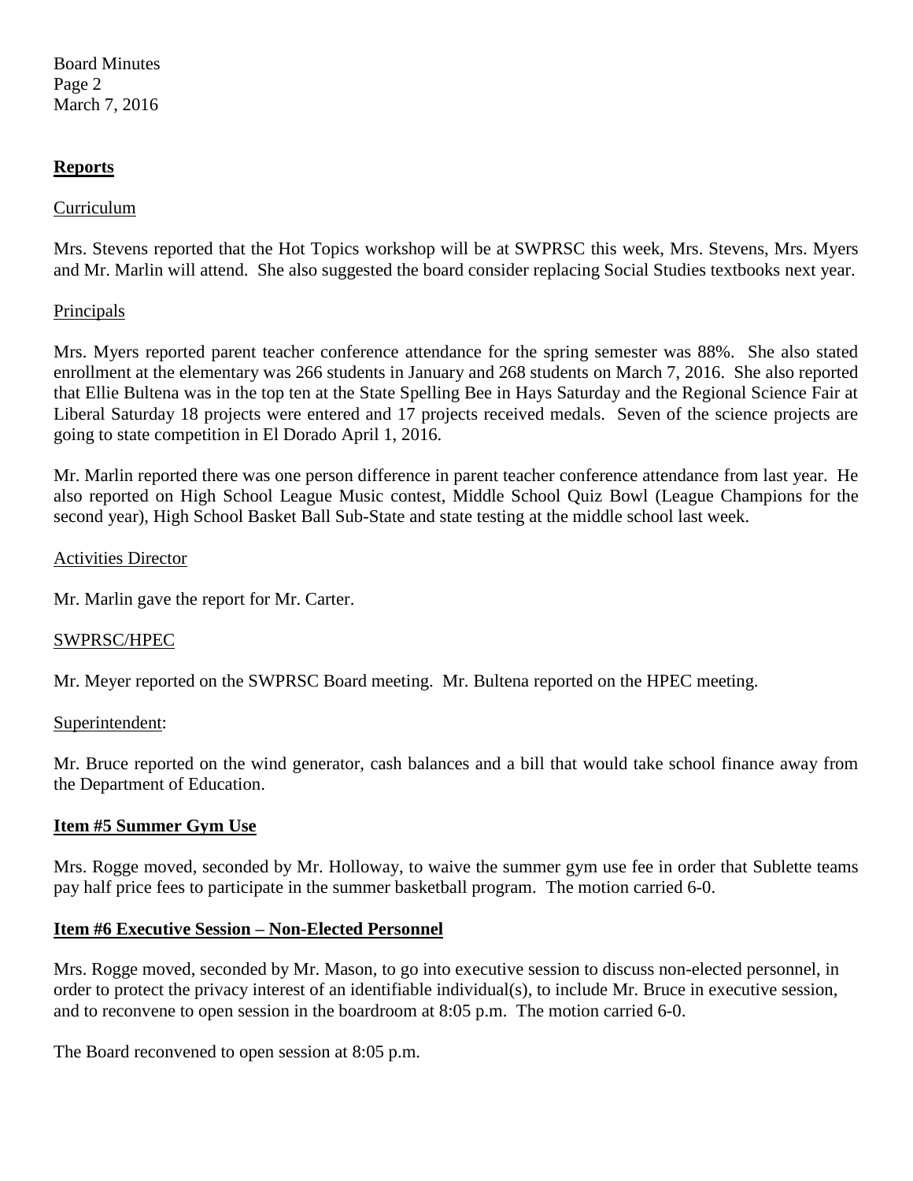## Reports

Curriculum

Mrs. Stevens reported that the Hot Topics workshop will be at SWPRSC this week, Mrs. Stevens, Mrs. Myers and Mr. Marlin will attend. She also suggested the board consider replacing Social Studies textbooks next year.

Principals

Mrs. Myers reported parent teacher conference attendance for the spring semester was 88%. She also stated enrollment at the elementary was 266 students in January and 268 students on March 7, 2016. She also reported that Ellie Bultena was in the top ten at the State Spelling Bee in Hays Saturday and the Regional Science Fair at Liberal Saturday 18 projects were entered and 17 projects received medals. Seven of the science projects are going to state competition in El Dorado April 1, 2016.

Mr. Marlin reported there was one person difference in parent teacher conference attendance from last year. He also reported on High School League Music contest, Middle School Quiz Bowl (League Champions for the second year), High School Basket Ball Sub-State and state testing at the middle school last week.

Activities Director

Mr. Marlin gave the report for Mr. Carter.

SWPRSC/HPEC

Mr. Meyer reported on the SWPRSC Board meeting. Mr. Bultena reported on the HPEC meeting.

Superintendent:

Mr. Bruce reported on the wind generator, cash balances and a bill that would take school finance away from the Department of Education.

## Item #5 Summer Gym Use

Mrs. Rogge moved, seconded by Mr. Holloway, to waive the summer gym use fee in order that Sublette teams pay half price fees to participate in the summer basketball program. The motion carried 6-0.

## Item #6 Executive Session – Non-Elected Personnel

Mrs. Rogge moved, seconded by Mr. Mason, to go into executive session to discuss non-elected personnel, in order to protect the privacy interest of an identifiable individual(s), to include Mr. Bruce in executive session, and to reconvene to open session in the boardroom at 8:05 p.m. The motion carried 6-0.

The Board reconvened to open session at 8:05 p.m.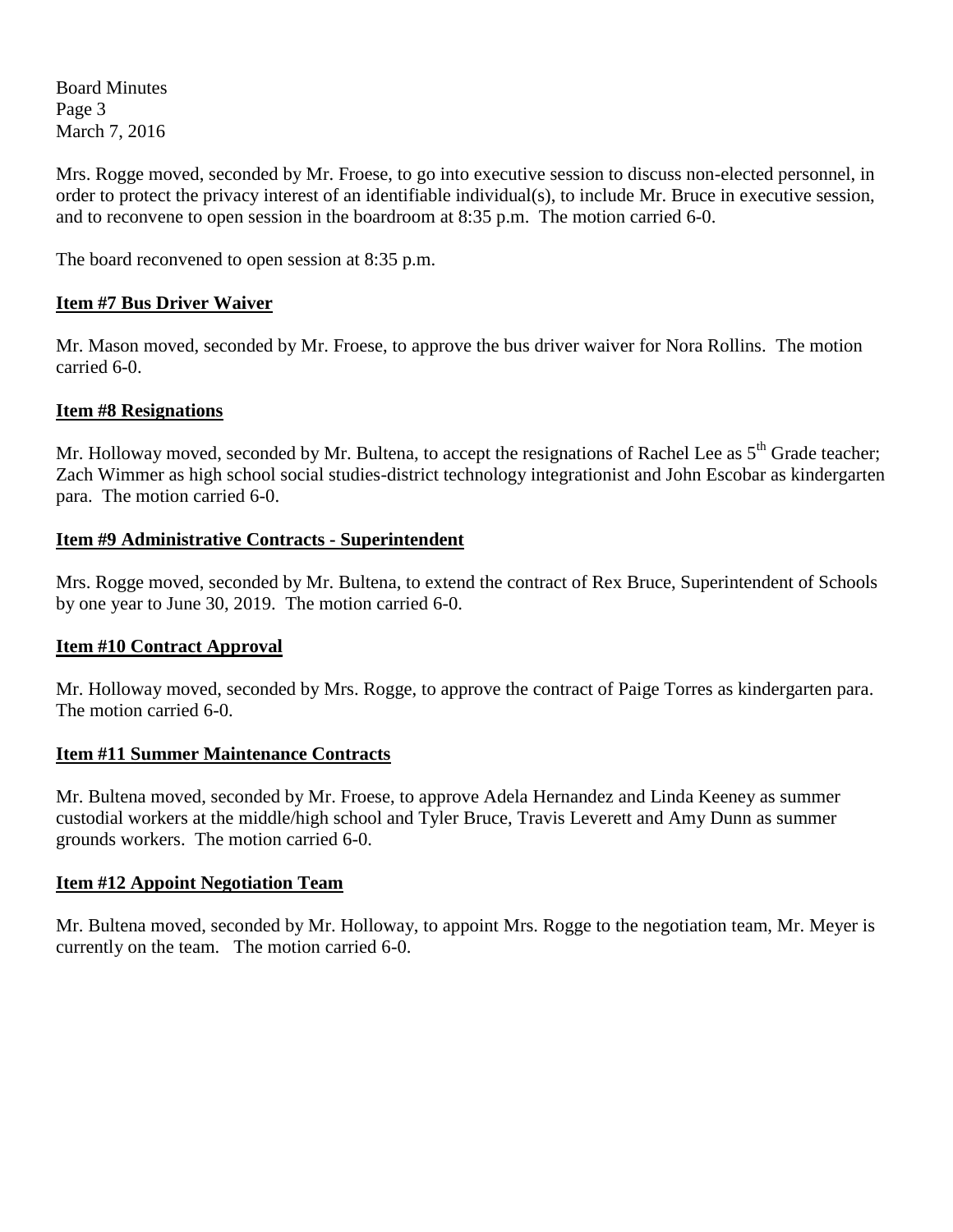Mrs. Rogge moved, seconded by Mr. Froese, to go into executive session to discuss non-elected personnel, in order to protect the privacy interest of an identifiable individual(s), to include Mr. Bruce in executive session, and to reconvene to open session in the boardroom at 8:35 p.m. The motion carried 6-0.

The board reconvened to open session at 8:35 p.m.

**Item #7 Bus Driver Waiver**

Mr. Mason moved, seconded by Mr. Froese, to approve the bus driver waiver for Nora Rollins. The motion carried 6-0.

**Item #8 Resignations**

Mr. Holloway moved, seconded by Mr. Bultena, to accept the resignations of Rachel Lee as 5th Grade teacher; Zach Wimmer as high school social studies-district technology integrationist and John Escobar as kindergarten para. The motion carried 6-0.

**Item #9 Administrative Contracts - Superintendent**

Mrs. Rogge moved, seconded by Mr. Bultena, to extend the contract of Rex Bruce, Superintendent of Schools by one year to June 30, 2019. The motion carried 6-0.

**Item #10 Contract Approval**

Mr. Holloway moved, seconded by Mrs. Rogge, to approve the contract of Paige Torres as kindergarten para. The motion carried 6-0.

**Item #11 Summer Maintenance Contracts**

Mr. Bultena moved, seconded by Mr. Froese, to approve Adela Hernandez and Linda Keeney as summer custodial workers at the middle/high school and Tyler Bruce, Travis Leverett and Amy Dunn as summer grounds workers. The motion carried 6-0.

**Item #12 Appoint Negotiation Team**

Mr. Bultena moved, seconded by Mr. Holloway, to appoint Mrs. Rogge to the negotiation team, Mr. Meyer is currently on the team. The motion carried 6-0.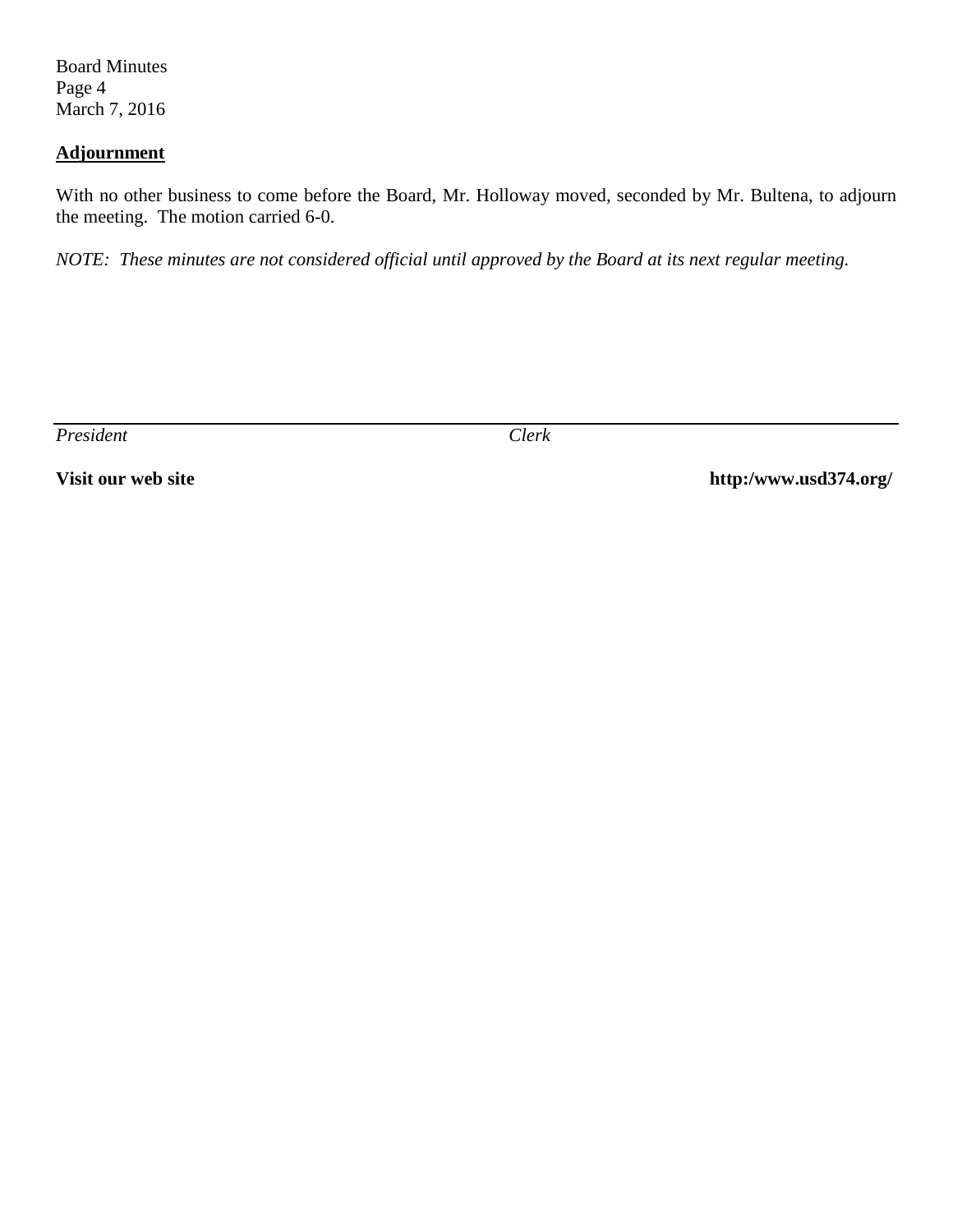## Adjournment

With no other business to come before the Board, Mr. Holloway moved, seconded by Mr. Bultena, to adjourn the meeting. The motion carried 6-0.

*NOTE: These minutes are not considered official until approved by the Board at its next regular meeting.*

*President* *Clerk*

**Visit our web site** **http:/www.usd374.org/**